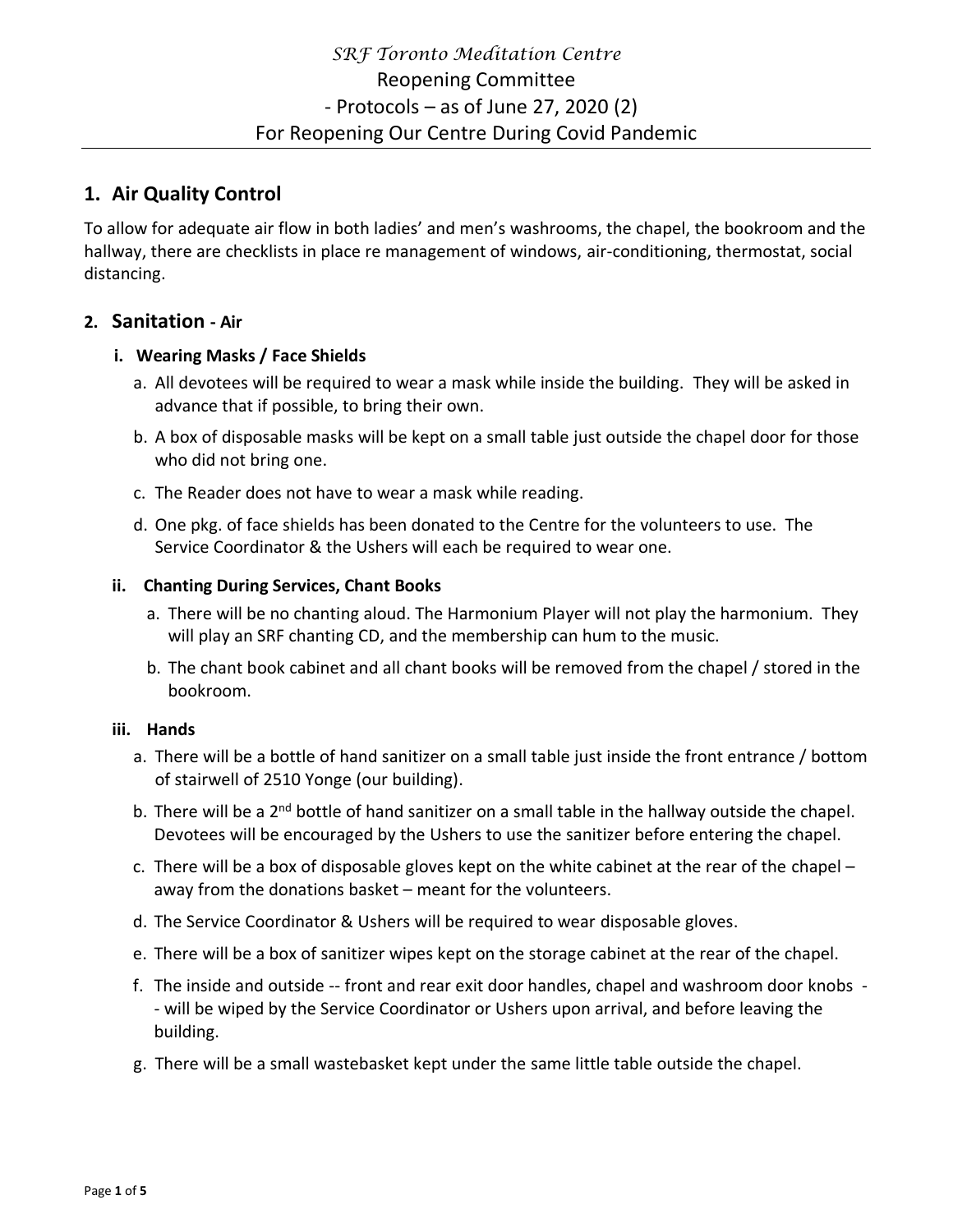*SRF Toronto Meditation Centre*

Reopening Committee

- Protocols – as of June 27, 2020 (2)

For Reopening Our Centre During Covid Pandemic

## 1. Air Quality Control

To allow for adequate air flow in both ladies' and men's washrooms, the chapel, the bookroom and the hallway, there are checklists in place re management of windows, air-conditioning, thermostat, social distancing.

## 2. Sanitation - Air

### i. Wearing Masks / Face Shields

a. All devotees will be required to wear a mask while inside the building. They will be asked in advance that if possible, to bring their own.

b. A box of disposable masks will be kept on a small table just outside the chapel door for those who did not bring one.

c. The Reader does not have to wear a mask while reading.

d. One pkg. of face shields has been donated to the Centre for the volunteers to use. The Service Coordinator & the Ushers will each be required to wear one.

### ii. Chanting During Services, Chant Books

a. There will be no chanting aloud. The Harmonium Player will not play the harmonium. They will play an SRF chanting CD, and the membership can hum to the music.

b. The chant book cabinet and all chant books will be removed from the chapel / stored in the bookroom.

### iii. Hands

a. There will be a bottle of hand sanitizer on a small table just inside the front entrance / bottom of stairwell of 2510 Yonge (our building).

b. There will be a 2nd bottle of hand sanitizer on a small table in the hallway outside the chapel. Devotees will be encouraged by the Ushers to use the sanitizer before entering the chapel.

c. There will be a box of disposable gloves kept on the white cabinet at the rear of the chapel – away from the donations basket – meant for the volunteers.

d. The Service Coordinator & Ushers will be required to wear disposable gloves.

e. There will be a box of sanitizer wipes kept on the storage cabinet at the rear of the chapel.

f. The inside and outside -- front and rear exit door handles, chapel and washroom door knobs -- will be wiped by the Service Coordinator or Ushers upon arrival, and before leaving the building.

g. There will be a small wastebasket kept under the same little table outside the chapel.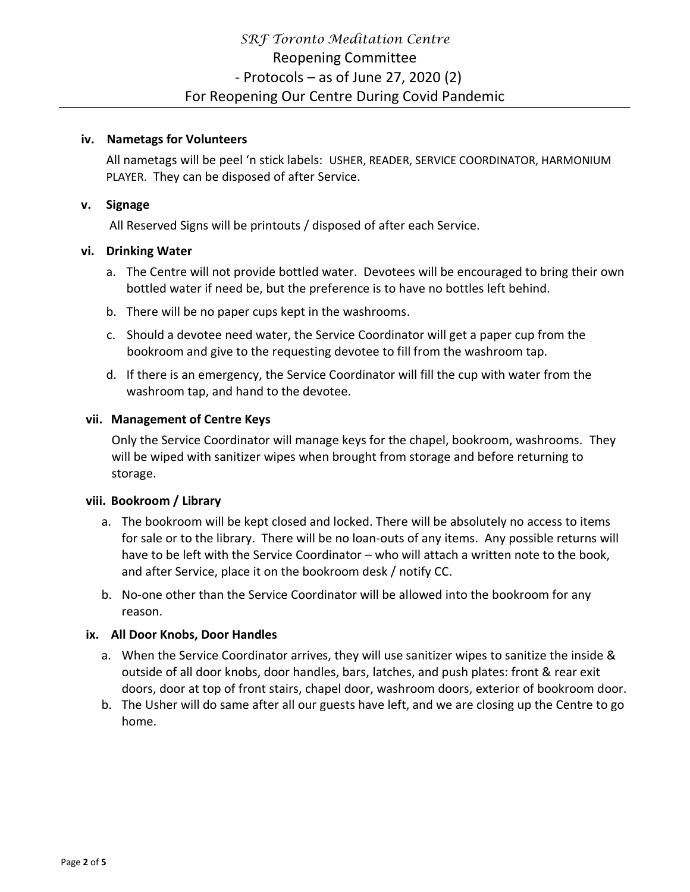**iv. Nametags for Volunteers**

All nametags will be peel 'n stick labels: USHER, READER, SERVICE COORDINATOR, HARMONIUM PLAYER. They can be disposed of after Service.

**v. Signage**

All Reserved Signs will be printouts / disposed of after each Service.

**vi. Drinking Water**

a. The Centre will not provide bottled water. Devotees will be encouraged to bring their own bottled water if need be, but the preference is to have no bottles left behind.

b. There will be no paper cups kept in the washrooms.

c. Should a devotee need water, the Service Coordinator will get a paper cup from the bookroom and give to the requesting devotee to fill from the washroom tap.

d. If there is an emergency, the Service Coordinator will fill the cup with water from the washroom tap, and hand to the devotee.

**vii. Management of Centre Keys**

Only the Service Coordinator will manage keys for the chapel, bookroom, washrooms. They will be wiped with sanitizer wipes when brought from storage and before returning to storage.

**viii. Bookroom / Library**

a. The bookroom will be kept closed and locked. There will be absolutely no access to items for sale or to the library. There will be no loan-outs of any items. Any possible returns will have to be left with the Service Coordinator – who will attach a written note to the book, and after Service, place it on the bookroom desk / notify CC.

b. No-one other than the Service Coordinator will be allowed into the bookroom for any reason.

**ix. All Door Knobs, Door Handles**

a. When the Service Coordinator arrives, they will use sanitizer wipes to sanitize the inside & outside of all door knobs, door handles, bars, latches, and push plates: front & rear exit doors, door at top of front stairs, chapel door, washroom doors, exterior of bookroom door.

b. The Usher will do same after all our guests have left, and we are closing up the Centre to go home.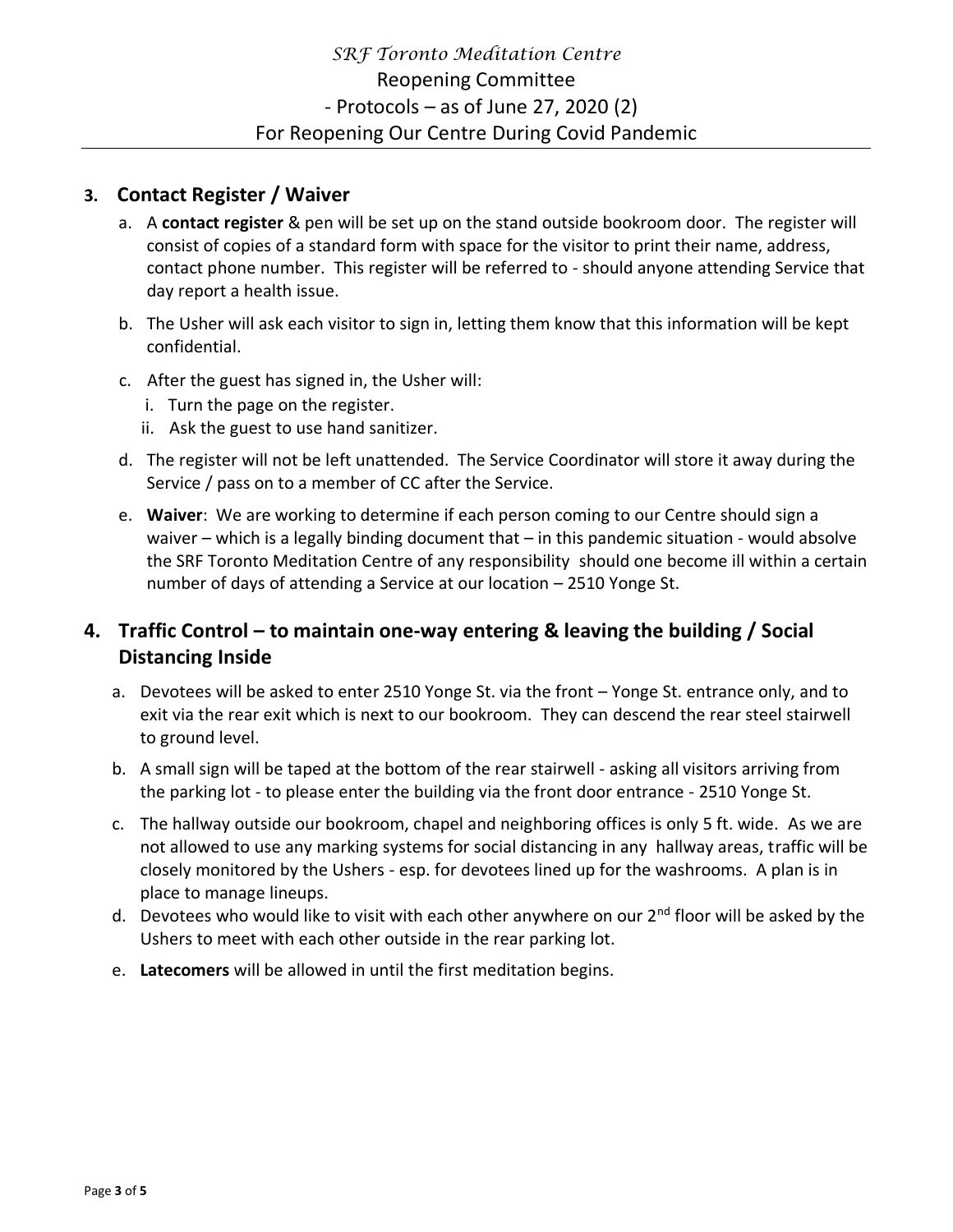## 3. Contact Register / Waiver

a. A **contact register** & pen will be set up on the stand outside bookroom door. The register will consist of copies of a standard form with space for the visitor to print their name, address, contact phone number. This register will be referred to - should anyone attending Service that day report a health issue.

b. The Usher will ask each visitor to sign in, letting them know that this information will be kept confidential.

c. After the guest has signed in, the Usher will:
   i. Turn the page on the register.
   ii. Ask the guest to use hand sanitizer.

d. The register will not be left unattended. The Service Coordinator will store it away during the Service / pass on to a member of CC after the Service.

e. **Waiver**: We are working to determine if each person coming to our Centre should sign a waiver – which is a legally binding document that – in this pandemic situation - would absolve the SRF Toronto Meditation Centre of any responsibility should one become ill within a certain number of days of attending a Service at our location – 2510 Yonge St.

## 4. Traffic Control – to maintain one-way entering & leaving the building / Social Distancing Inside

a. Devotees will be asked to enter 2510 Yonge St. via the front – Yonge St. entrance only, and to exit via the rear exit which is next to our bookroom. They can descend the rear steel stairwell to ground level.

b. A small sign will be taped at the bottom of the rear stairwell - asking all visitors arriving from the parking lot - to please enter the building via the front door entrance - 2510 Yonge St.

c. The hallway outside our bookroom, chapel and neighboring offices is only 5 ft. wide. As we are not allowed to use any marking systems for social distancing in any hallway areas, traffic will be closely monitored by the Ushers - esp. for devotees lined up for the washrooms. A plan is in place to manage lineups.

d. Devotees who would like to visit with each other anywhere on our 2nd floor will be asked by the Ushers to meet with each other outside in the rear parking lot.

e. **Latecomers** will be allowed in until the first meditation begins.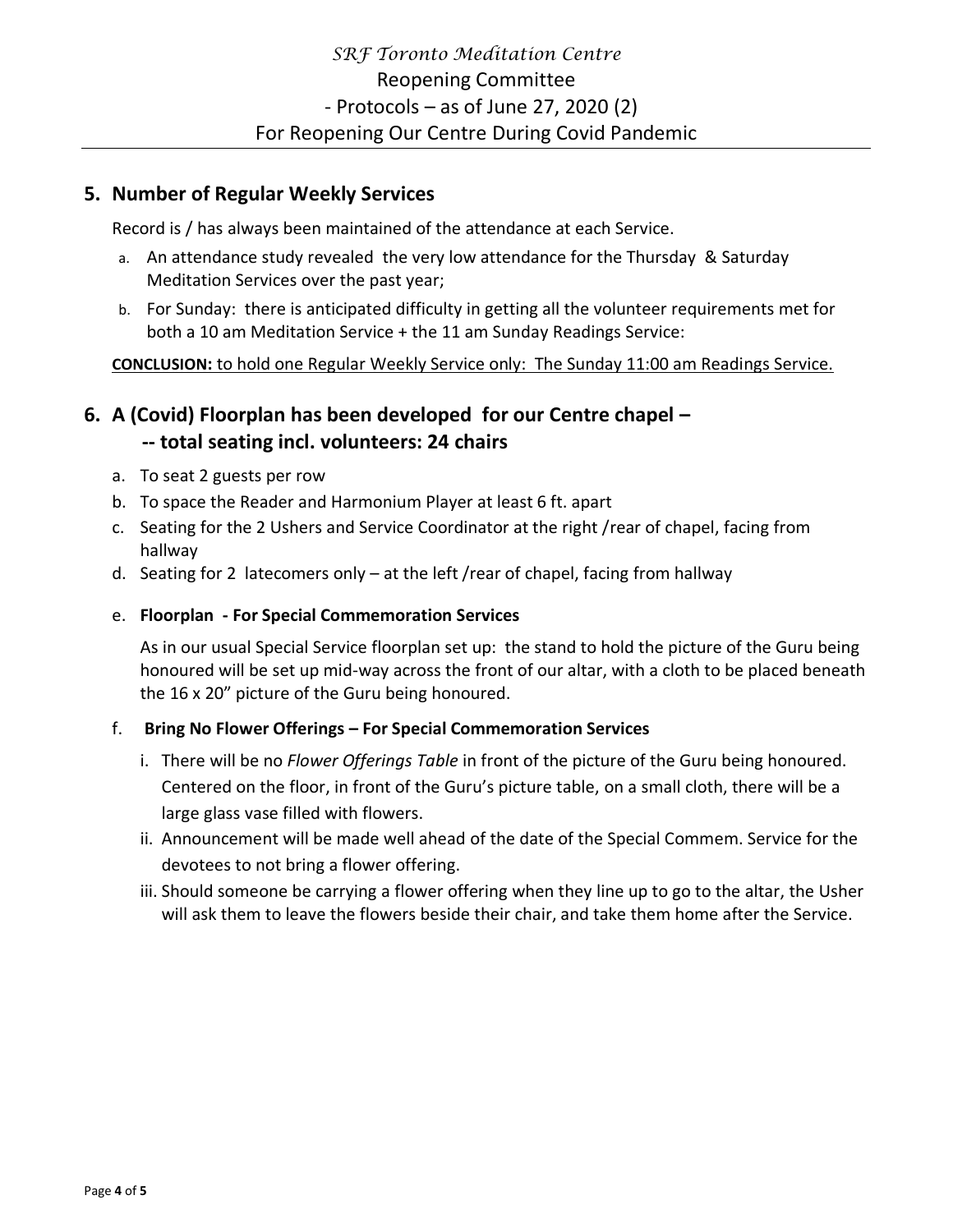## 5. Number of Regular Weekly Services

Record is / has always been maintained of the attendance at each Service.

a. An attendance study revealed the very low attendance for the Thursday & Saturday Meditation Services over the past year;
b. For Sunday: there is anticipated difficulty in getting all the volunteer requirements met for both a 10 am Meditation Service + the 11 am Sunday Readings Service:

**CONCLUSION:** to hold one Regular Weekly Service only: The Sunday 11:00 am Readings Service.

## 6. A (Covid) Floorplan has been developed for our Centre chapel – -- total seating incl. volunteers: 24 chairs

a. To seat 2 guests per row
b. To space the Reader and Harmonium Player at least 6 ft. apart
c. Seating for the 2 Ushers and Service Coordinator at the right /rear of chapel, facing from hallway
d. Seating for 2 latecomers only – at the left /rear of chapel, facing from hallway
e. **Floorplan - For Special Commemoration Services**

   As in our usual Special Service floorplan set up: the stand to hold the picture of the Guru being honoured will be set up mid-way across the front of our altar, with a cloth to be placed beneath the 16 x 20" picture of the Guru being honoured.

f. **Bring No Flower Offerings – For Special Commemoration Services**
   i. There will be no *Flower Offerings Table* in front of the picture of the Guru being honoured. Centered on the floor, in front of the Guru's picture table, on a small cloth, there will be a large glass vase filled with flowers.
   ii. Announcement will be made well ahead of the date of the Special Commem. Service for the devotees to not bring a flower offering.
   iii. Should someone be carrying a flower offering when they line up to go to the altar, the Usher will ask them to leave the flowers beside their chair, and take them home after the Service.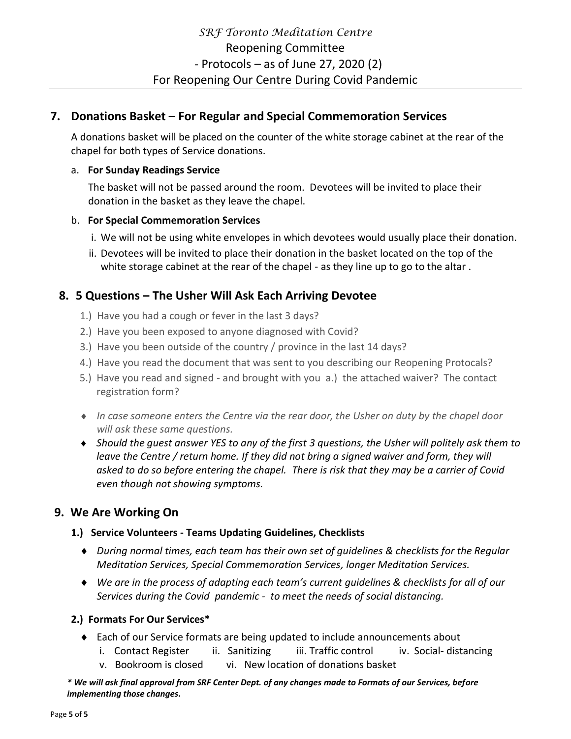## 7. Donations Basket – For Regular and Special Commemoration Services

A donations basket will be placed on the counter of the white storage cabinet at the rear of the chapel for both types of Service donations.

a. **For Sunday Readings Service**

The basket will not be passed around the room. Devotees will be invited to place their donation in the basket as they leave the chapel.

b. **For Special Commemoration Services**

i. We will not be using white envelopes in which devotees would usually place their donation.

ii. Devotees will be invited to place their donation in the basket located on the top of the white storage cabinet at the rear of the chapel - as they line up to go to the altar .

## 8. 5 Questions – The Usher Will Ask Each Arriving Devotee

1.) Have you had a cough or fever in the last 3 days?

2.) Have you been exposed to anyone diagnosed with Covid?

3.) Have you been outside of the country / province in the last 14 days?

4.) Have you read the document that was sent to you describing our Reopening Protocals?

5.) Have you read and signed - and brought with you a.) the attached waiver? The contact registration form?

- *In case someone enters the Centre via the rear door, the Usher on duty by the chapel door will ask these same questions.*
- *Should the guest answer YES to any of the first 3 questions, the Usher will politely ask them to leave the Centre / return home. If they did not bring a signed waiver and form, they will asked to do so before entering the chapel. There is risk that they may be a carrier of Covid even though not showing symptoms.*

## 9. We Are Working On

### 1.) Service Volunteers - Teams Updating Guidelines, Checklists

- *During normal times, each team has their own set of guidelines & checklists for the Regular Meditation Services, Special Commemoration Services, longer Meditation Services.*
- *We are in the process of adapting each team's current guidelines & checklists for all of our Services during the Covid pandemic - to meet the needs of social distancing.*

### 2.) Formats For Our Services*

- Each of our Service formats are being updated to include announcements about
  i. Contact Register ii. Sanitizing iii. Traffic control iv. Social- distancing
  v. Bookroom is closed vi. New location of donations basket

***** *We will ask final approval from SRF Center Dept. of any changes made to Formats of our Services, before implementing those changes.***